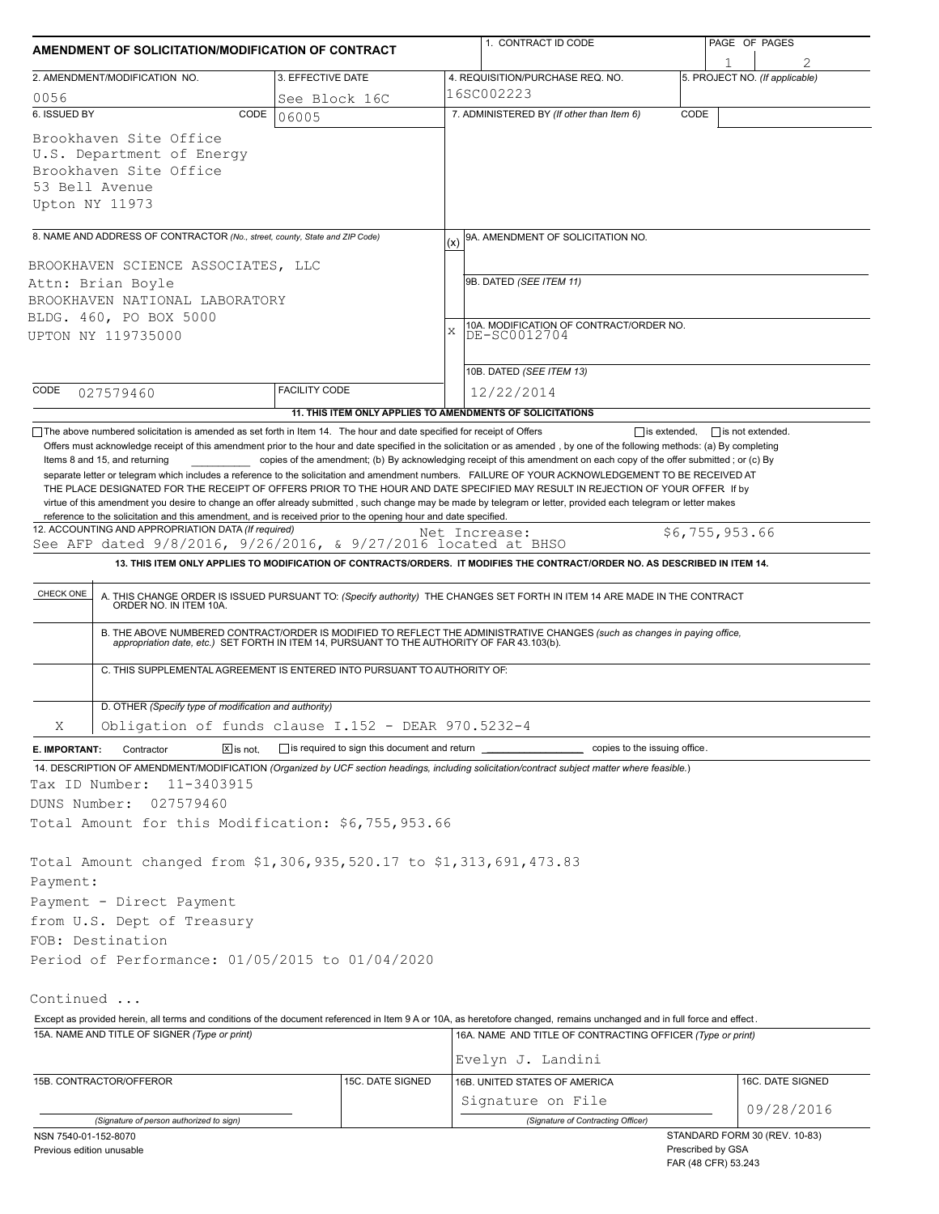# AMENDMENT OF SOLICITATION/MODIFICATION OF CONTRACT

| 1. CONTRACT ID CODE | PAGE OF PAGES |
|---|---|
| | 1 of 2 |

| 2. AMENDMENT/MODIFICATION NO. | 3. EFFECTIVE DATE | 4. REQUISITION/PURCHASE REQ. NO. | 5. PROJECT NO. (If applicable) |
|---|---|---|---|
| 0056 | See Block 16C | 16SC002223 | |

**6. ISSUED BY** CODE 06005

Brookhaven Site Office
U.S. Department of Energy
Brookhaven Site Office
53 Bell Avenue
Upton NY 11973

**7. ADMINISTERED BY** (If other than Item 6) CODE

**8. NAME AND ADDRESS OF CONTRACTOR** (No., street, county, State and ZIP Code)

BROOKHAVEN SCIENCE ASSOCIATES, LLC
Attn: Brian Boyle
BROOKHAVEN NATIONAL LABORATORY
BLDG. 460, PO BOX 5000
UPTON NY 119735000

CODE 027579460 FACILITY CODE

(x) 9A. AMENDMENT OF SOLICITATION NO.

9B. DATED (SEE ITEM 11)

X 10A. MODIFICATION OF CONTRACT/ORDER NO.
DE-SC0012704

10B. DATED (SEE ITEM 13)
12/22/2014

**11. THIS ITEM ONLY APPLIES TO AMENDMENTS OF SOLICITATIONS**

☐ The above numbered solicitation is amended as set forth in Item 14. The hour and date specified for receipt of Offers ☐ is extended, ☐ is not extended.
Offers must acknowledge receipt of this amendment prior to the hour and date specified in the solicitation or as amended , by one of the following methods: (a) By completing Items 8 and 15, and returning ________ copies of the amendment; (b) By acknowledging receipt of this amendment on each copy of the offer submitted ; or (c) By separate letter or telegram which includes a reference to the solicitation and amendment numbers. FAILURE OF YOUR ACKNOWLEDGEMENT TO BE RECEIVED AT THE PLACE DESIGNATED FOR THE RECEIPT OF OFFERS PRIOR TO THE HOUR AND DATE SPECIFIED MAY RESULT IN REJECTION OF YOUR OFFER If by virtue of this amendment you desire to change an offer already submitted , such change may be made by telegram or letter, provided each telegram or letter makes reference to the solicitation and this amendment, and is received prior to the opening hour and date specified.

**12. ACCOUNTING AND APPROPRIATION DATA** (If required)
See AFP dated 9/8/2016, 9/26/2016, & 9/27/2016 located at BHSO
Net Increase: $6,755,953.66

**13. THIS ITEM ONLY APPLIES TO MODIFICATION OF CONTRACTS/ORDERS. IT MODIFIES THE CONTRACT/ORDER NO. AS DESCRIBED IN ITEM 14.**

| CHECK ONE | |
|---|---|
| | A. THIS CHANGE ORDER IS ISSUED PURSUANT TO: (Specify authority) THE CHANGES SET FORTH IN ITEM 14 ARE MADE IN THE CONTRACT ORDER NO. IN ITEM 10A. |
| | B. THE ABOVE NUMBERED CONTRACT/ORDER IS MODIFIED TO REFLECT THE ADMINISTRATIVE CHANGES (such as changes in paying office, appropriation date, etc.) SET FORTH IN ITEM 14, PURSUANT TO THE AUTHORITY OF FAR 43.103(b). |
| | C. THIS SUPPLEMENTAL AGREEMENT IS ENTERED INTO PURSUANT TO AUTHORITY OF: |
| X | D. OTHER (Specify type of modification and authority) Obligation of funds clause I.152 - DEAR 970.5232-4 |

**E. IMPORTANT:** Contractor ☒ is not, ☐ is required to sign this document and return ________ copies to the issuing office.

**14. DESCRIPTION OF AMENDMENT/MODIFICATION** (Organized by UCF section headings, including solicitation/contract subject matter where feasible.)

Tax ID Number: 11-3403915
DUNS Number: 027579460
Total Amount for this Modification: $6,755,953.66

Total Amount changed from $1,306,935,520.17 to $1,313,691,473.83
Payment:
Payment - Direct Payment
from U.S. Dept of Treasury
FOB: Destination
Period of Performance: 01/05/2015 to 01/04/2020

Continued ...

Except as provided herein, all terms and conditions of the document referenced in Item 9 A or 10A, as heretofore changed, remains unchanged and in full force and effect.

| 15A. NAME AND TITLE OF SIGNER (Type or print) | | 16A. NAME AND TITLE OF CONTRACTING OFFICER (Type or print) | |
|---|---|---|---|
| | | Evelyn J. Landini | |
| 15B. CONTRACTOR/OFFEROR | 15C. DATE SIGNED | 16B. UNITED STATES OF AMERICA | 16C. DATE SIGNED |
| (Signature of person authorized to sign) | | Signature on File (Signature of Contracting Officer) | 09/28/2016 |

NSN 7540-01-152-8070
Previous edition unusable

STANDARD FORM 30 (REV. 10-83)
Prescribed by GSA
FAR (48 CFR) 53.243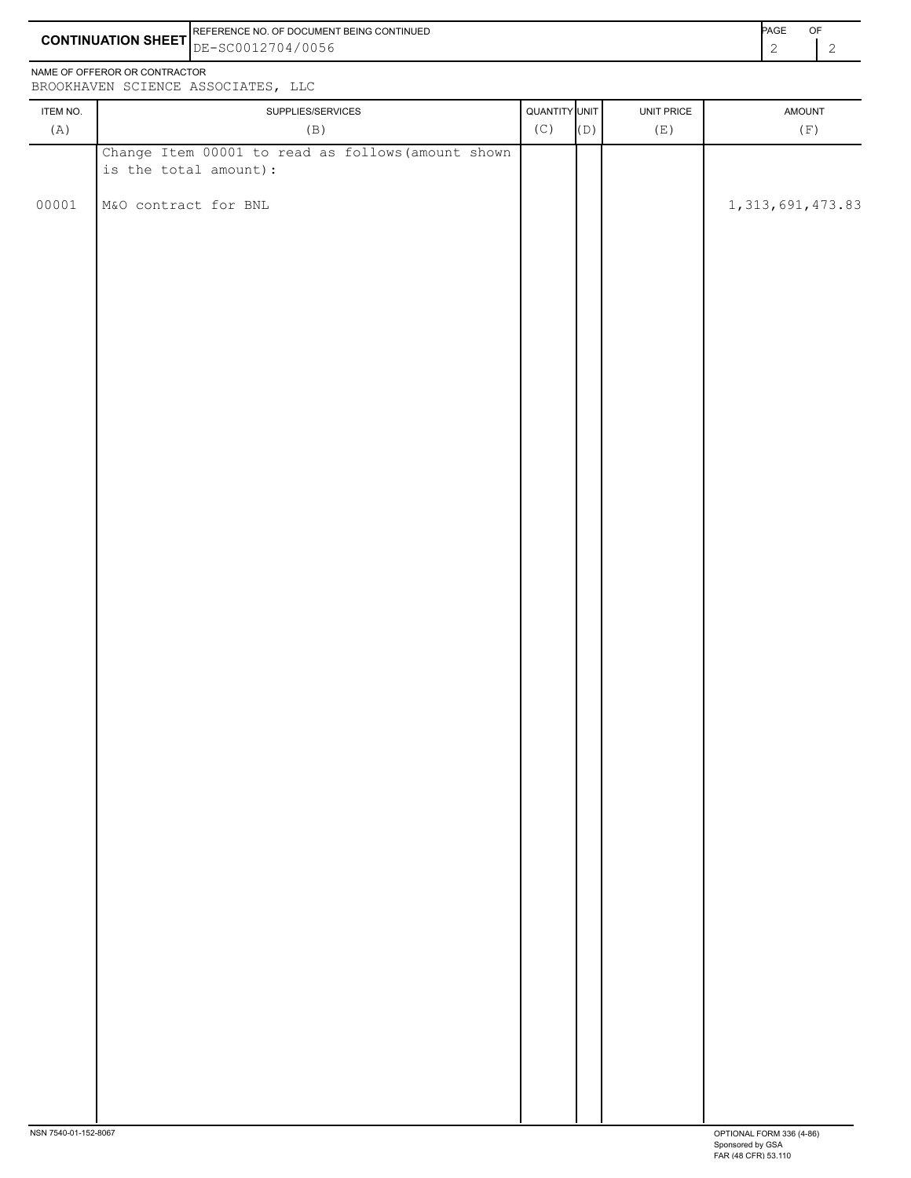**CONTINUATION SHEET**

REFERENCE NO. OF DOCUMENT BEING CONTINUED: DE-SC0012704/0056

NAME OF OFFEROR OR CONTRACTOR: BROOKHAVEN SCIENCE ASSOCIATES, LLC

| ITEM NO. (A) | SUPPLIES/SERVICES (B) | QUANTITY (C) | UNIT (D) | UNIT PRICE (E) | AMOUNT (F) |
|---|---|---|---|---|---|
| | Change Item 00001 to read as follows(amount shown is the total amount): | | | | |
| 00001 | M&O contract for BNL | | | | 1,313,691,473.83 |

NSN 7540-01-152-8067

OPTIONAL FORM 336 (4-86)
Sponsored by GSA
FAR (48 CFR) 53.110